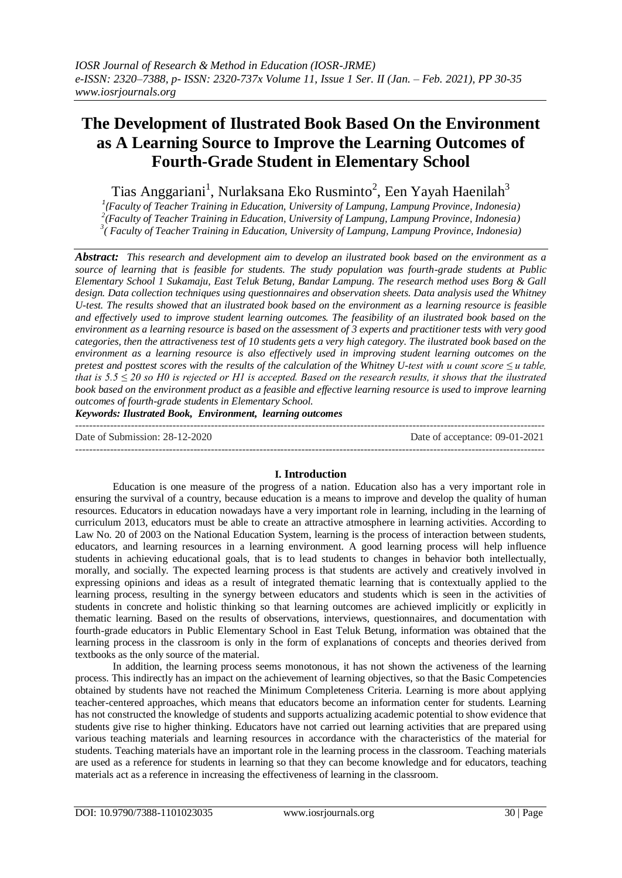# The Development of Ilustrated Book Based On the Environment as A Learning Source to Improve the Learning Outcomes of Fourth-Grade Student in Elementary School

Tias Anggariani[1], Nurlaksana Eko Rusminto[2], Een Yayah Haenilah[3]

[1](Faculty of Teacher Training in Education, University of Lampung, Lampung Province, Indonesia)
[2](Faculty of Teacher Training in Education, University of Lampung, Lampung Province, Indonesia)
[3]( Faculty of Teacher Training in Education, University of Lampung, Lampung Province, Indonesia)

***Abstract:*** *This research and development aim to develop an ilustrated book based on the environment as a source of learning that is feasible for students. The study population was fourth-grade students at Public Elementary School 1 Sukamaju, East Teluk Betung, Bandar Lampung. The research method uses Borg & Gall design. Data collection techniques using questionnaires and observation sheets. Data analysis used the Whitney U-test. The results showed that an ilustrated book based on the environment as a learning resource is feasible and effectively used to improve student learning outcomes. The feasibility of an ilustrated book based on the environment as a learning resource is based on the assessment of 3 experts and practitioner tests with very good categories, then the attractiveness test of 10 students gets a very high category. The ilustrated book based on the environment as a learning resource is also effectively used in improving student learning outcomes on the pretest and posttest scores with the results of the calculation of the Whitney U-test with u count score $\leq$ u table, that is $5.5 \leq 20$ so H0 is rejected or H1 is accepted. Based on the research results, it shows that the ilustrated book based on the environment product as a feasible and effective learning resource is used to improve learning outcomes of fourth-grade students in Elementary School.*

***Keywords: Ilustrated Book, Environment, learning outcomes***

---

Date of Submission: 28-12-2020 Date of acceptance: 09-01-2021

---

## I. Introduction

Education is one measure of the progress of a nation. Education also has a very important role in ensuring the survival of a country, because education is a means to improve and develop the quality of human resources. Educators in education nowadays have a very important role in learning, including in the learning of curriculum 2013, educators must be able to create an attractive atmosphere in learning activities. According to Law No. 20 of 2003 on the National Education System, learning is the process of interaction between students, educators, and learning resources in a learning environment. A good learning process will help influence students in achieving educational goals, that is to lead students to changes in behavior both intellectually, morally, and socially. The expected learning process is that students are actively and creatively involved in expressing opinions and ideas as a result of integrated thematic learning that is contextually applied to the learning process, resulting in the synergy between educators and students which is seen in the activities of students in concrete and holistic thinking so that learning outcomes are achieved implicitly or explicitly in thematic learning. Based on the results of observations, interviews, questionnaires, and documentation with fourth-grade educators in Public Elementary School in East Teluk Betung, information was obtained that the learning process in the classroom is only in the form of explanations of concepts and theories derived from textbooks as the only source of the material.

In addition, the learning process seems monotonous, it has not shown the activeness of the learning process. This indirectly has an impact on the achievement of learning objectives, so that the Basic Competencies obtained by students have not reached the Minimum Completeness Criteria. Learning is more about applying teacher-centered approaches, which means that educators become an information center for students. Learning has not constructed the knowledge of students and supports actualizing academic potential to show evidence that students give rise to higher thinking. Educators have not carried out learning activities that are prepared using various teaching materials and learning resources in accordance with the characteristics of the material for students. Teaching materials have an important role in the learning process in the classroom. Teaching materials are used as a reference for students in learning so that they can become knowledge and for educators, teaching materials act as a reference in increasing the effectiveness of learning in the classroom.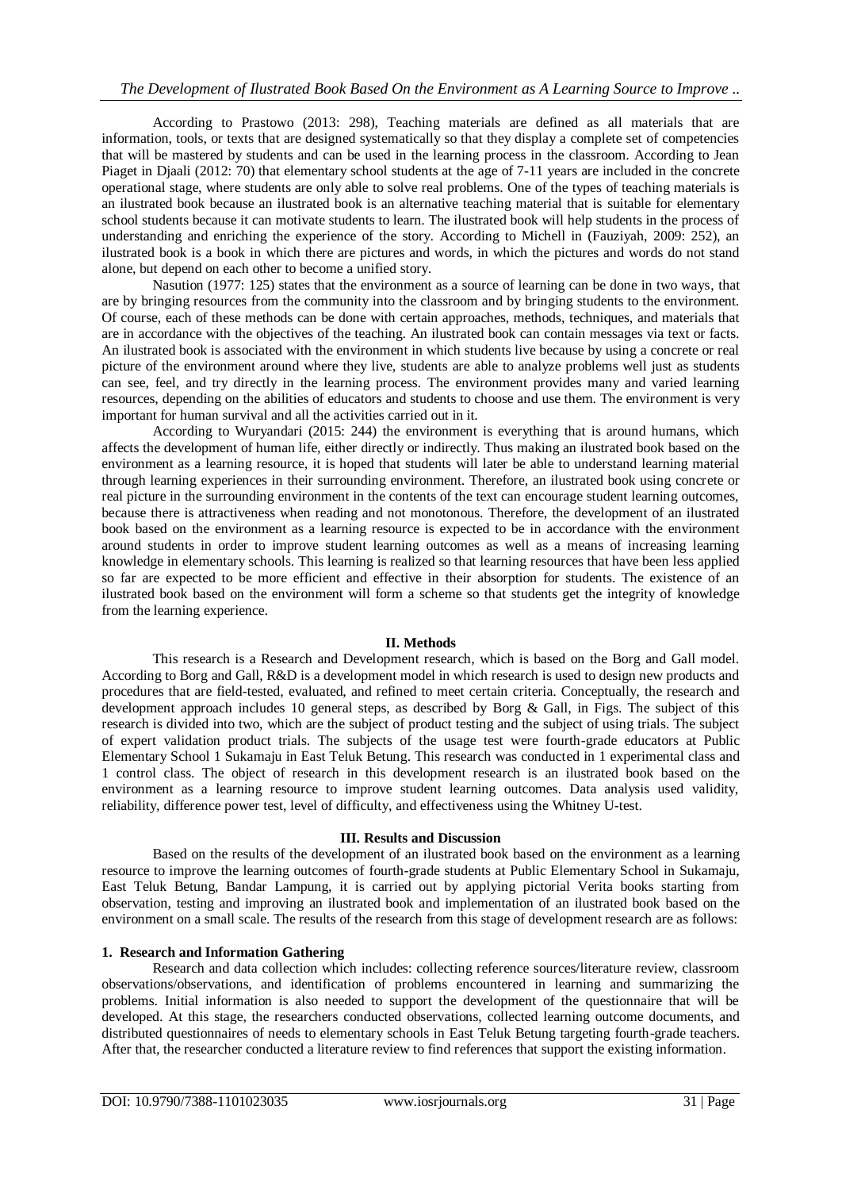According to Prastowo (2013: 298), Teaching materials are defined as all materials that are information, tools, or texts that are designed systematically so that they display a complete set of competencies that will be mastered by students and can be used in the learning process in the classroom. According to Jean Piaget in Djaali (2012: 70) that elementary school students at the age of 7-11 years are included in the concrete operational stage, where students are only able to solve real problems. One of the types of teaching materials is an ilustrated book because an ilustrated book is an alternative teaching material that is suitable for elementary school students because it can motivate students to learn. The ilustrated book will help students in the process of understanding and enriching the experience of the story. According to Michell in (Fauziyah, 2009: 252), an ilustrated book is a book in which there are pictures and words, in which the pictures and words do not stand alone, but depend on each other to become a unified story.

Nasution (1977: 125) states that the environment as a source of learning can be done in two ways, that are by bringing resources from the community into the classroom and by bringing students to the environment. Of course, each of these methods can be done with certain approaches, methods, techniques, and materials that are in accordance with the objectives of the teaching. An ilustrated book can contain messages via text or facts. An ilustrated book is associated with the environment in which students live because by using a concrete or real picture of the environment around where they live, students are able to analyze problems well just as students can see, feel, and try directly in the learning process. The environment provides many and varied learning resources, depending on the abilities of educators and students to choose and use them. The environment is very important for human survival and all the activities carried out in it.

According to Wuryandari (2015: 244) the environment is everything that is around humans, which affects the development of human life, either directly or indirectly. Thus making an ilustrated book based on the environment as a learning resource, it is hoped that students will later be able to understand learning material through learning experiences in their surrounding environment. Therefore, an ilustrated book using concrete or real picture in the surrounding environment in the contents of the text can encourage student learning outcomes, because there is attractiveness when reading and not monotonous. Therefore, the development of an ilustrated book based on the environment as a learning resource is expected to be in accordance with the environment around students in order to improve student learning outcomes as well as a means of increasing learning knowledge in elementary schools. This learning is realized so that learning resources that have been less applied so far are expected to be more efficient and effective in their absorption for students. The existence of an ilustrated book based on the environment will form a scheme so that students get the integrity of knowledge from the learning experience.

## II. Methods

This research is a Research and Development research, which is based on the Borg and Gall model. According to Borg and Gall, R&D is a development model in which research is used to design new products and procedures that are field-tested, evaluated, and refined to meet certain criteria. Conceptually, the research and development approach includes 10 general steps, as described by Borg & Gall, in Figs. The subject of this research is divided into two, which are the subject of product testing and the subject of using trials. The subject of expert validation product trials. The subjects of the usage test were fourth-grade educators at Public Elementary School 1 Sukamaju in East Teluk Betung. This research was conducted in 1 experimental class and 1 control class. The object of research in this development research is an ilustrated book based on the environment as a learning resource to improve student learning outcomes. Data analysis used validity, reliability, difference power test, level of difficulty, and effectiveness using the Whitney U-test.

## III. Results and Discussion

Based on the results of the development of an ilustrated book based on the environment as a learning resource to improve the learning outcomes of fourth-grade students at Public Elementary School in Sukamaju, East Teluk Betung, Bandar Lampung, it is carried out by applying pictorial Verita books starting from observation, testing and improving an ilustrated book and implementation of an ilustrated book based on the environment on a small scale. The results of the research from this stage of development research are as follows:

### 1. Research and Information Gathering

Research and data collection which includes: collecting reference sources/literature review, classroom observations/observations, and identification of problems encountered in learning and summarizing the problems. Initial information is also needed to support the development of the questionnaire that will be developed. At this stage, the researchers conducted observations, collected learning outcome documents, and distributed questionnaires of needs to elementary schools in East Teluk Betung targeting fourth-grade teachers. After that, the researcher conducted a literature review to find references that support the existing information.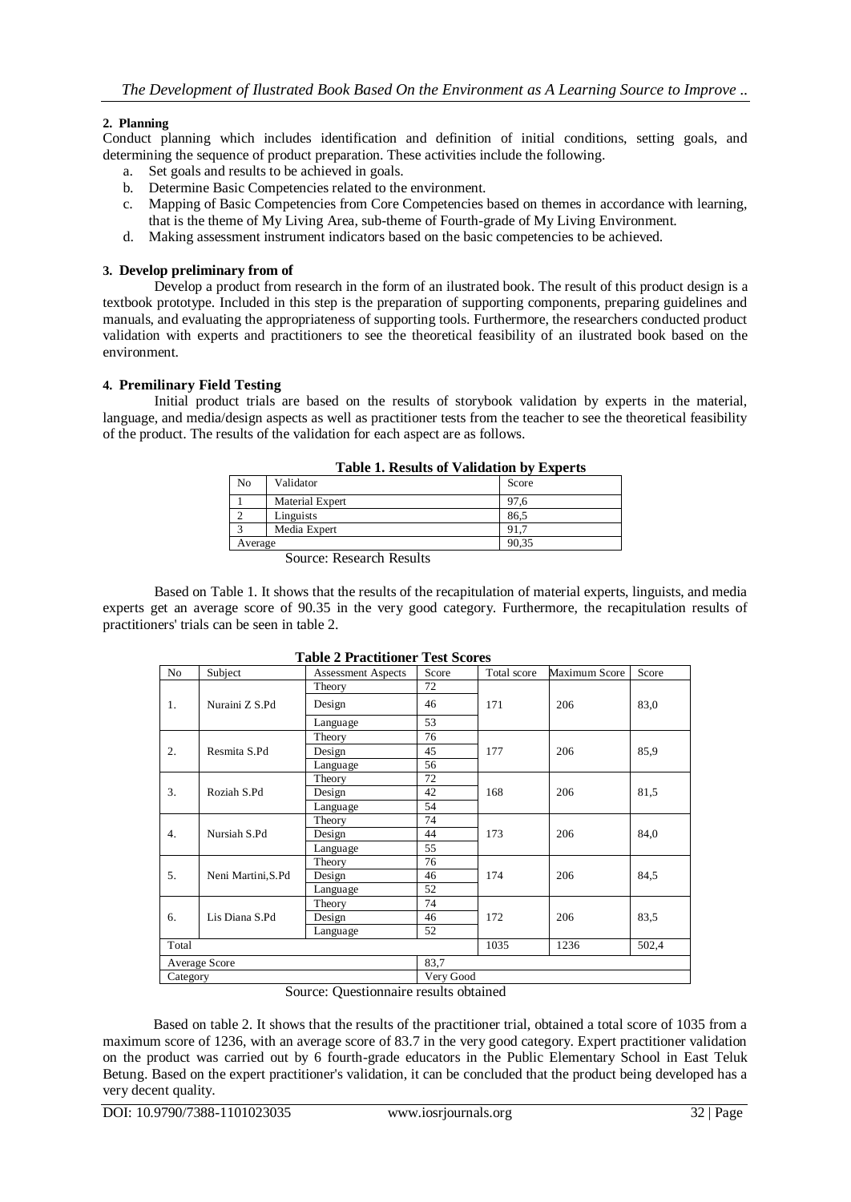**2. Planning**

Conduct planning which includes identification and definition of initial conditions, setting goals, and determining the sequence of product preparation. These activities include the following.

a. Set goals and results to be achieved in goals.
b. Determine Basic Competencies related to the environment.
c. Mapping of Basic Competencies from Core Competencies based on themes in accordance with learning, that is the theme of My Living Area, sub-theme of Fourth-grade of My Living Environment.
d. Making assessment instrument indicators based on the basic competencies to be achieved.

**3. Develop preliminary from of**

Develop a product from research in the form of an ilustrated book. The result of this product design is a textbook prototype. Included in this step is the preparation of supporting components, preparing guidelines and manuals, and evaluating the appropriateness of supporting tools. Furthermore, the researchers conducted product validation with experts and practitioners to see the theoretical feasibility of an ilustrated book based on the environment.

**4. Premilinary Field Testing**

Initial product trials are based on the results of storybook validation by experts in the material, language, and media/design aspects as well as practitioner tests from the teacher to see the theoretical feasibility of the product. The results of the validation for each aspect are as follows.

**Table 1. Results of Validation by Experts**

| No | Validator | Score |
|---|---|---|
| 1 | Material Expert | 97,6 |
| 2 | Linguists | 86,5 |
| 3 | Media Expert | 91,7 |
| Average | | 90,35 |

Source: Research Results

Based on Table 1. It shows that the results of the recapitulation of material experts, linguists, and media experts get an average score of 90.35 in the very good category. Furthermore, the recapitulation results of practitioners' trials can be seen in table 2.

**Table 2 Practitioner Test Scores**

| No | Subject | Assessment Aspects | Score | Total score | Maximum Score | Score |
|---|---|---|---|---|---|---|
| 1. | Nuraini Z S.Pd | Theory | 72 | 171 | 206 | 83,0 |
| | | Design | 46 | | | |
| | | Language | 53 | | | |
| 2. | Resmita S.Pd | Theory | 76 | 177 | 206 | 85,9 |
| | | Design | 45 | | | |
| | | Language | 56 | | | |
| 3. | Roziah S.Pd | Theory | 72 | 168 | 206 | 81,5 |
| | | Design | 42 | | | |
| | | Language | 54 | | | |
| 4. | Nursiah S.Pd | Theory | 74 | 173 | 206 | 84,0 |
| | | Design | 44 | | | |
| | | Language | 55 | | | |
| 5. | Neni Martini,S.Pd | Theory | 76 | 174 | 206 | 84,5 |
| | | Design | 46 | | | |
| | | Language | 52 | | | |
| 6. | Lis Diana S.Pd | Theory | 74 | 172 | 206 | 83,5 |
| | | Design | 46 | | | |
| | | Language | 52 | | | |
| Total | | | | 1035 | 1236 | 502,4 |
| Average Score | | | 83,7 | | | |
| Category | | | Very Good | | | |

Source: Questionnaire results obtained

Based on table 2. It shows that the results of the practitioner trial, obtained a total score of 1035 from a maximum score of 1236, with an average score of 83.7 in the very good category. Expert practitioner validation on the product was carried out by 6 fourth-grade educators in the Public Elementary School in East Teluk Betung. Based on the expert practitioner's validation, it can be concluded that the product being developed has a very decent quality.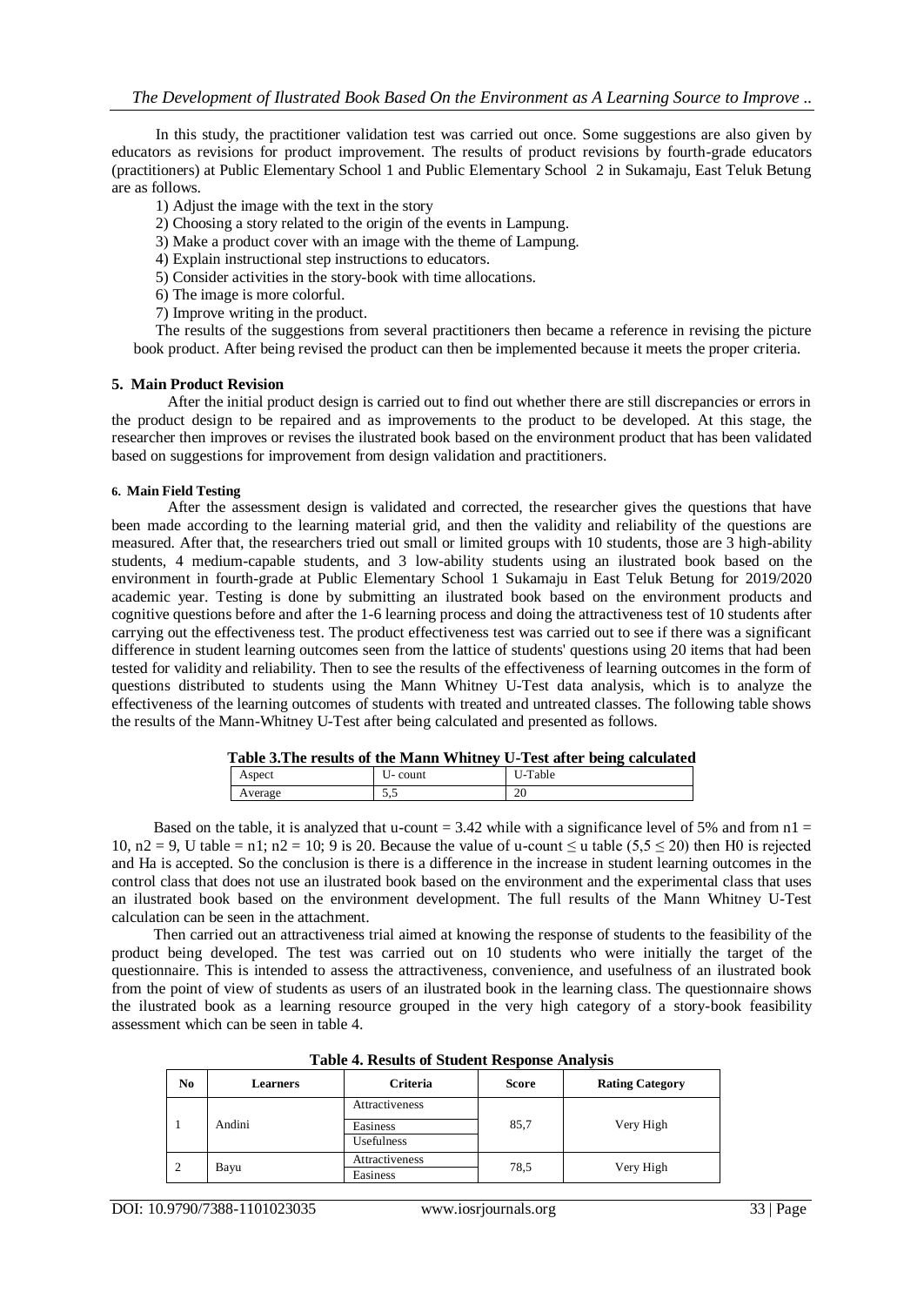In this study, the practitioner validation test was carried out once. Some suggestions are also given by educators as revisions for product improvement. The results of product revisions by fourth-grade educators (practitioners) at Public Elementary School 1 and Public Elementary School 2 in Sukamaju, East Teluk Betung are as follows.

1) Adjust the image with the text in the story
2) Choosing a story related to the origin of the events in Lampung.
3) Make a product cover with an image with the theme of Lampung.
4) Explain instructional step instructions to educators.
5) Consider activities in the story-book with time allocations.
6) The image is more colorful.
7) Improve writing in the product.

The results of the suggestions from several practitioners then became a reference in revising the picture book product. After being revised the product can then be implemented because it meets the proper criteria.

## 5. Main Product Revision

After the initial product design is carried out to find out whether there are still discrepancies or errors in the product design to be repaired and as improvements to the product to be developed. At this stage, the researcher then improves or revises the ilustrated book based on the environment product that has been validated based on suggestions for improvement from design validation and practitioners.

## 6. Main Field Testing

After the assessment design is validated and corrected, the researcher gives the questions that have been made according to the learning material grid, and then the validity and reliability of the questions are measured. After that, the researchers tried out small or limited groups with 10 students, those are 3 high-ability students, 4 medium-capable students, and 3 low-ability students using an ilustrated book based on the environment in fourth-grade at Public Elementary School 1 Sukamaju in East Teluk Betung for 2019/2020 academic year. Testing is done by submitting an ilustrated book based on the environment products and cognitive questions before and after the 1-6 learning process and doing the attractiveness test of 10 students after carrying out the effectiveness test. The product effectiveness test was carried out to see if there was a significant difference in student learning outcomes seen from the lattice of students' questions using 20 items that had been tested for validity and reliability. Then to see the results of the effectiveness of learning outcomes in the form of questions distributed to students using the Mann Whitney U-Test data analysis, which is to analyze the effectiveness of the learning outcomes of students with treated and untreated classes. The following table shows the results of the Mann-Whitney U-Test after being calculated and presented as follows.

**Table 3.The results of the Mann Whitney U-Test after being calculated**

| Aspect | U- count | U-Table |
|---|---|---|
| Average | 5,5 | 20 |

Based on the table, it is analyzed that u-count = 3.42 while with a significance level of 5% and from $n1 = 10$, $n2 = 9$, U table = n1; n2 = 10; 9 is 20. Because the value of u-count ≤ u table ($5,5 \leq 20$) then H0 is rejected and Ha is accepted. So the conclusion is there is a difference in the increase in student learning outcomes in the control class that does not use an ilustrated book based on the environment and the experimental class that uses an ilustrated book based on the environment development. The full results of the Mann Whitney U-Test calculation can be seen in the attachment.

Then carried out an attractiveness trial aimed at knowing the response of students to the feasibility of the product being developed. The test was carried out on 10 students who were initially the target of the questionnaire. This is intended to assess the attractiveness, convenience, and usefulness of an ilustrated book from the point of view of students as users of an ilustrated book in the learning class. The questionnaire shows the ilustrated book as a learning resource grouped in the very high category of a story-book feasibility assessment which can be seen in table 4.

**Table 4. Results of Student Response Analysis**

| No | Learners | Criteria | Score | Rating Category |
|---|---|---|---|---|
| 1 | Andini | Attractiveness | 85,7 | Very High |
| | | Easiness | | |
| | | Usefulness | | |
| 2 | Bayu | Attractiveness | 78,5 | Very High |
| | | Easiness | | |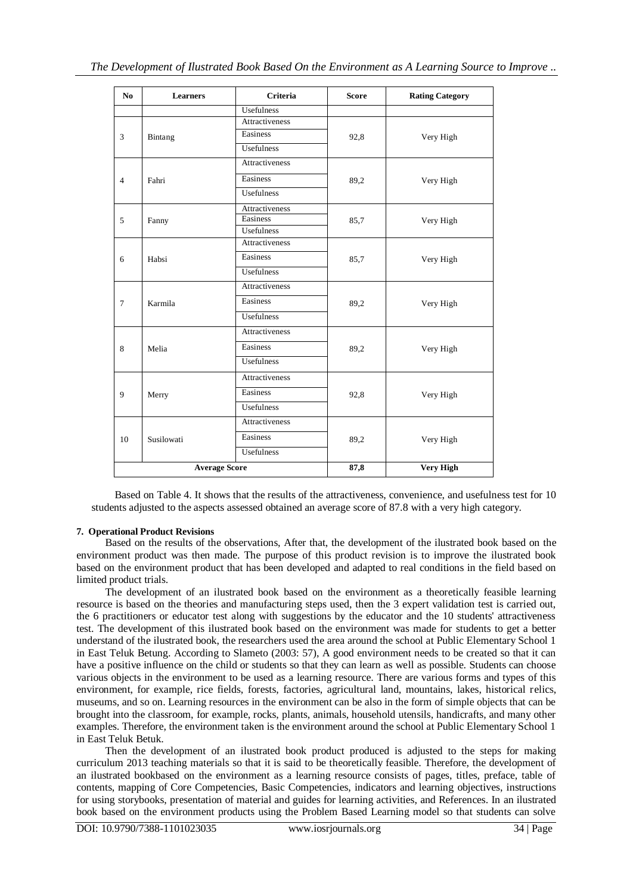| No | Learners | Criteria | Score | Rating Category |
|---|---|---|---|---|
| | | Usefulness | | |
| 3 | Bintang | Attractiveness<br>Easiness<br>Usefulness | 92,8 | Very High |
| 4 | Fahri | Attractiveness<br>Easiness<br>Usefulness | 89,2 | Very High |
| 5 | Fanny | Attractiveness<br>Easiness<br>Usefulness | 85,7 | Very High |
| 6 | Habsi | Attractiveness<br>Easiness<br>Usefulness | 85,7 | Very High |
| 7 | Karmila | Attractiveness<br>Easiness<br>Usefulness | 89,2 | Very High |
| 8 | Melia | Attractiveness<br>Easiness<br>Usefulness | 89,2 | Very High |
| 9 | Merry | Attractiveness<br>Easiness<br>Usefulness | 92,8 | Very High |
| 10 | Susilowati | Attractiveness<br>Easiness<br>Usefulness | 89,2 | Very High |
| **Average Score** | | | **87,8** | **Very High** |

Based on Table 4. It shows that the results of the attractiveness, convenience, and usefulness test for 10 students adjusted to the aspects assessed obtained an average score of 87.8 with a very high category.

**7. Operational Product Revisions**

Based on the results of the observations, After that, the development of the ilustrated book based on the environment product was then made. The purpose of this product revision is to improve the ilustrated book based on the environment product that has been developed and adapted to real conditions in the field based on limited product trials.

The development of an ilustrated book based on the environment as a theoretically feasible learning resource is based on the theories and manufacturing steps used, then the 3 expert validation test is carried out, the 6 practitioners or educator test along with suggestions by the educator and the 10 students' attractiveness test. The development of this ilustrated book based on the environment was made for students to get a better understand of the ilustrated book, the researchers used the area around the school at Public Elementary School 1 in East Teluk Betung. According to Slameto (2003: 57), A good environment needs to be created so that it can have a positive influence on the child or students so that they can learn as well as possible. Students can choose various objects in the environment to be used as a learning resource. There are various forms and types of this environment, for example, rice fields, forests, factories, agricultural land, mountains, lakes, historical relics, museums, and so on. Learning resources in the environment can be also in the form of simple objects that can be brought into the classroom, for example, rocks, plants, animals, household utensils, handicrafts, and many other examples. Therefore, the environment taken is the environment around the school at Public Elementary School 1 in East Teluk Betuk.

Then the development of an ilustrated book product produced is adjusted to the steps for making curriculum 2013 teaching materials so that it is said to be theoretically feasible. Therefore, the development of an ilustrated bookbased on the environment as a learning resource consists of pages, titles, preface, table of contents, mapping of Core Competencies, Basic Competencies, indicators and learning objectives, instructions for using storybooks, presentation of material and guides for learning activities, and References. In an ilustrated book based on the environment products using the Problem Based Learning model so that students can solve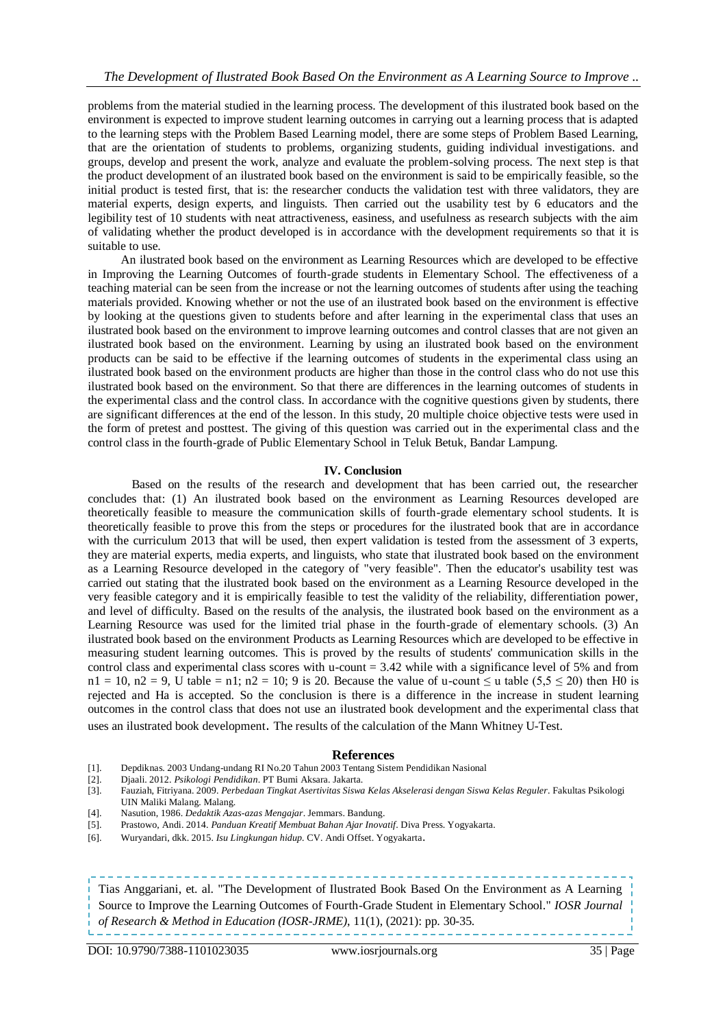problems from the material studied in the learning process. The development of this ilustrated book based on the environment is expected to improve student learning outcomes in carrying out a learning process that is adapted to the learning steps with the Problem Based Learning model, there are some steps of Problem Based Learning, that are the orientation of students to problems, organizing students, guiding individual investigations. and groups, develop and present the work, analyze and evaluate the problem-solving process. The next step is that the product development of an ilustrated book based on the environment is said to be empirically feasible, so the initial product is tested first, that is: the researcher conducts the validation test with three validators, they are material experts, design experts, and linguists. Then carried out the usability test by 6 educators and the legibility test of 10 students with neat attractiveness, easiness, and usefulness as research subjects with the aim of validating whether the product developed is in accordance with the development requirements so that it is suitable to use.

An ilustrated book based on the environment as Learning Resources which are developed to be effective in Improving the Learning Outcomes of fourth-grade students in Elementary School. The effectiveness of a teaching material can be seen from the increase or not the learning outcomes of students after using the teaching materials provided. Knowing whether or not the use of an ilustrated book based on the environment is effective by looking at the questions given to students before and after learning in the experimental class that uses an ilustrated book based on the environment to improve learning outcomes and control classes that are not given an ilustrated book based on the environment. Learning by using an ilustrated book based on the environment products can be said to be effective if the learning outcomes of students in the experimental class using an ilustrated book based on the environment products are higher than those in the control class who do not use this ilustrated book based on the environment. So that there are differences in the learning outcomes of students in the experimental class and the control class. In accordance with the cognitive questions given by students, there are significant differences at the end of the lesson. In this study, 20 multiple choice objective tests were used in the form of pretest and posttest. The giving of this question was carried out in the experimental class and the control class in the fourth-grade of Public Elementary School in Teluk Betuk, Bandar Lampung.

## IV. Conclusion

Based on the results of the research and development that has been carried out, the researcher concludes that: (1) An ilustrated book based on the environment as Learning Resources developed are theoretically feasible to measure the communication skills of fourth-grade elementary school students. It is theoretically feasible to prove this from the steps or procedures for the ilustrated book that are in accordance with the curriculum 2013 that will be used, then expert validation is tested from the assessment of 3 experts, they are material experts, media experts, and linguists, who state that ilustrated book based on the environment as a Learning Resource developed in the category of "very feasible". Then the educator's usability test was carried out stating that the ilustrated book based on the environment as a Learning Resource developed in the very feasible category and it is empirically feasible to test the validity of the reliability, differentiation power, and level of difficulty. Based on the results of the analysis, the ilustrated book based on the environment as a Learning Resource was used for the limited trial phase in the fourth-grade of elementary schools. (3) An ilustrated book based on the environment Products as Learning Resources which are developed to be effective in measuring student learning outcomes. This is proved by the results of students' communication skills in the control class and experimental class scores with u-count = 3.42 while with a significance level of 5% and from $n1 = 10$, $n2 = 9$, U table = n1; n2 = 10; 9 is 20. Because the value of u-count ≤ u table ($5,5 \leq 20$) then H0 is rejected and Ha is accepted. So the conclusion is there is a difference in the increase in student learning outcomes in the control class that does not use an ilustrated book development and the experimental class that uses an ilustrated book development. The results of the calculation of the Mann Whitney U-Test.

## References

[1]. Depdiknas. 2003 Undang-undang RI No.20 Tahun 2003 Tentang Sistem Pendidikan Nasional

[2]. Djaali. 2012. *Psikologi Pendidikan*. PT Bumi Aksara. Jakarta.

[3]. Fauziah, Fitriyana. 2009. *Perbedaan Tingkat Asertivitas Siswa Kelas Akselerasi dengan Siswa Kelas Reguler*. Fakultas Psikologi UIN Maliki Malang. Malang.

[4]. Nasution, 1986. *Dedaktik Azas-azas Mengajar*. Jemmars. Bandung.

[5]. Prastowo, Andi. 2014. *Panduan Kreatif Membuat Bahan Ajar Inovatif*. Diva Press. Yogyakarta.

[6]. Wuryandari, dkk. 2015. *Isu Lingkungan hidup*. CV. Andi Offset. Yogyakarta.

Tias Anggariani, et. al. "The Development of Ilustrated Book Based On the Environment as A Learning Source to Improve the Learning Outcomes of Fourth-Grade Student in Elementary School." *IOSR Journal of Research & Method in Education (IOSR-JRME)*, 11(1), (2021): pp. 30-35.